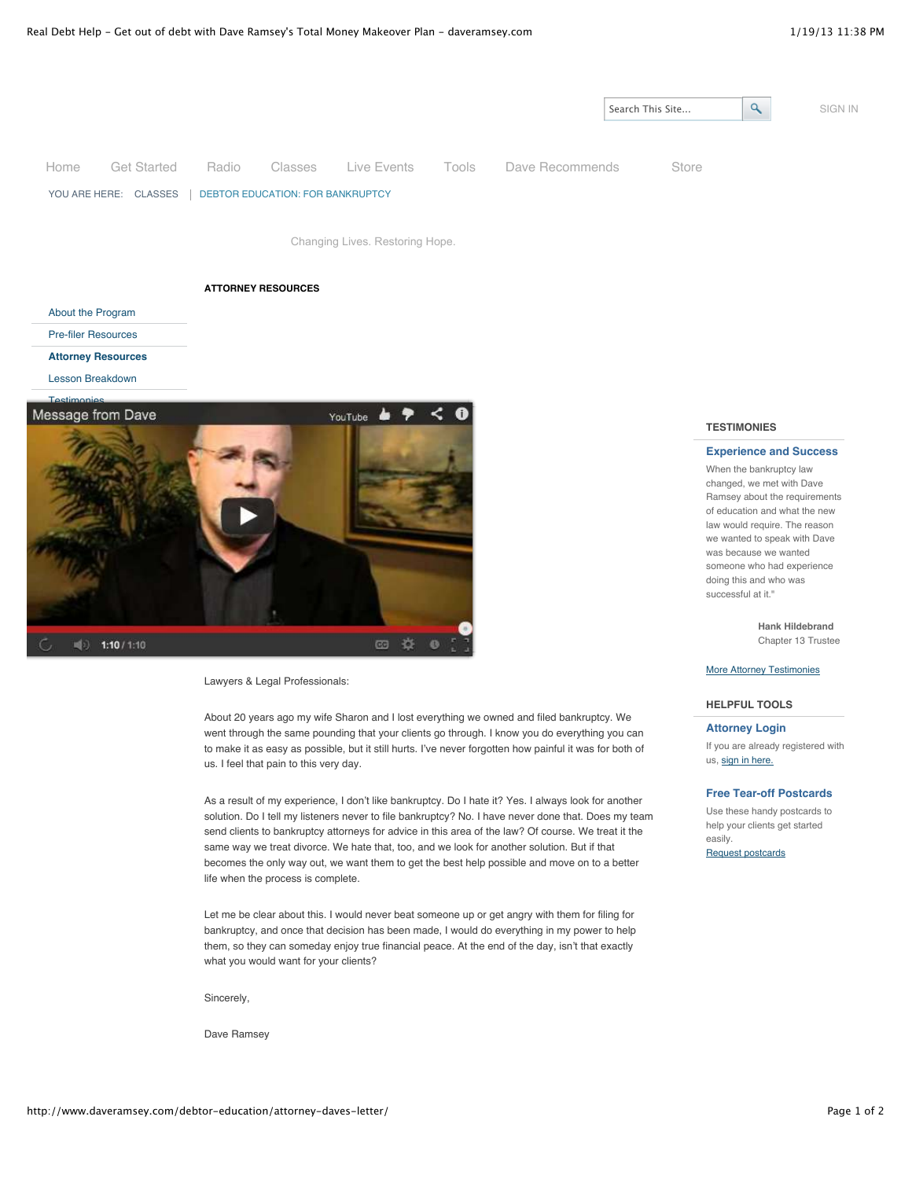Search This Site...

SIGN IN

Home | Get Started | Radio | Classes | Live Events | Tools | Dave Recommends | Store

YOU ARE HERE: CLASSES | DEBTOR EDUCATION: FOR BANKRUPTCY

Changing Lives. Restoring Hope.

## ATTORNEY RESOURCES

- About the Program
- Pre-filer Resources
- **Attorney Resources**
- Lesson Breakdown
- Testimonies

Message from Dave

1:10 / 1:10

Lawyers & Legal Professionals:

About 20 years ago my wife Sharon and I lost everything we owned and filed bankruptcy. We went through the same pounding that your clients go through. I know you do everything you can to make it as easy as possible, but it still hurts. I've never forgotten how painful it was for both of us. I feel that pain to this very day.

As a result of my experience, I don't like bankruptcy. Do I hate it? Yes. I always look for another solution. Do I tell my listeners never to file bankruptcy? No. I have never done that. Does my team send clients to bankruptcy attorneys for advice in this area of the law? Of course. We treat it the same way we treat divorce. We hate that, too, and we look for another solution. But if that becomes the only way out, we want them to get the best help possible and move on to a better life when the process is complete.

Let me be clear about this. I would never beat someone up or get angry with them for filing for bankruptcy, and once that decision has been made, I would do everything in my power to help them, so they can someday enjoy true financial peace. At the end of the day, isn't that exactly what you would want for your clients?

Sincerely,

Dave Ramsey

### TESTIMONIES

**Experience and Success**

When the bankruptcy law changed, we met with Dave Ramsey about the requirements of education and what the new law would require. The reason we wanted to speak with Dave was because we wanted someone who had experience doing this and who was successful at it."

**Hank Hildebrand**
Chapter 13 Trustee

More Attorney Testimonies

### HELPFUL TOOLS

**Attorney Login**

If you are already registered with us, sign in here.

**Free Tear-off Postcards**

Use these handy postcards to help your clients get started easily.

Request postcards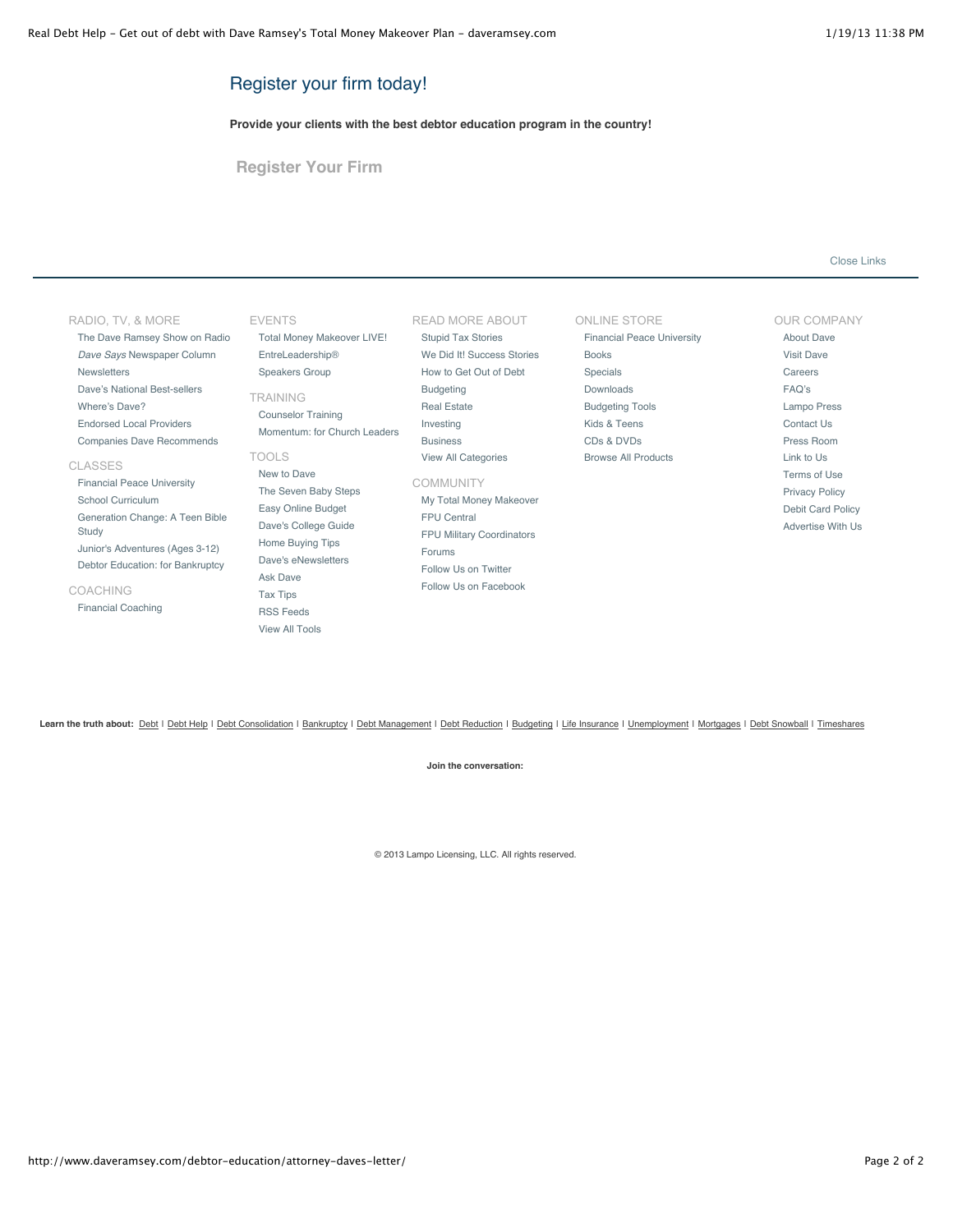## Register your firm today!

**Provide your clients with the best debtor education program in the country!**

Register Your Firm

Close Links

RADIO, TV, & MORE

- The Dave Ramsey Show on Radio
- *Dave Says* Newspaper Column
- Newsletters
- Dave's National Best-sellers
- Where's Dave?
- Endorsed Local Providers
- Companies Dave Recommends

CLASSES

- Financial Peace University
- School Curriculum
- Generation Change: A Teen Bible Study
- Junior's Adventures (Ages 3-12)
- Debtor Education: for Bankruptcy

COACHING

- Financial Coaching

EVENTS

- Total Money Makeover LIVE!
- EntreLeadership®
- Speakers Group

TRAINING

- Counselor Training
- Momentum: for Church Leaders

TOOLS

- New to Dave
- The Seven Baby Steps
- Easy Online Budget
- Dave's College Guide
- Home Buying Tips
- Dave's eNewsletters
- Ask Dave
- Tax Tips
- RSS Feeds
- View All Tools

READ MORE ABOUT

- Stupid Tax Stories
- We Did It! Success Stories
- How to Get Out of Debt
- Budgeting
- Real Estate
- Investing
- Business
- View All Categories

COMMUNITY

- My Total Money Makeover
- FPU Central
- FPU Military Coordinators
- Forums
- Follow Us on Twitter
- Follow Us on Facebook

ONLINE STORE

- Financial Peace University
- Books
- Specials
- Downloads
- Budgeting Tools
- Kids & Teens
- CDs & DVDs
- Browse All Products

OUR COMPANY

- About Dave
- Visit Dave
- Careers
- FAQ's
- Lampo Press
- Contact Us
- Press Room
- Link to Us
- Terms of Use
- Privacy Policy
- Debit Card Policy
- Advertise With Us

**Learn the truth about:** Debt | Debt Help | Debt Consolidation | Bankruptcy | Debt Management | Debt Reduction | Budgeting | Life Insurance | Unemployment | Mortgages | Debt Snowball | Timeshares

**Join the conversation:**

© 2013 Lampo Licensing, LLC. All rights reserved.